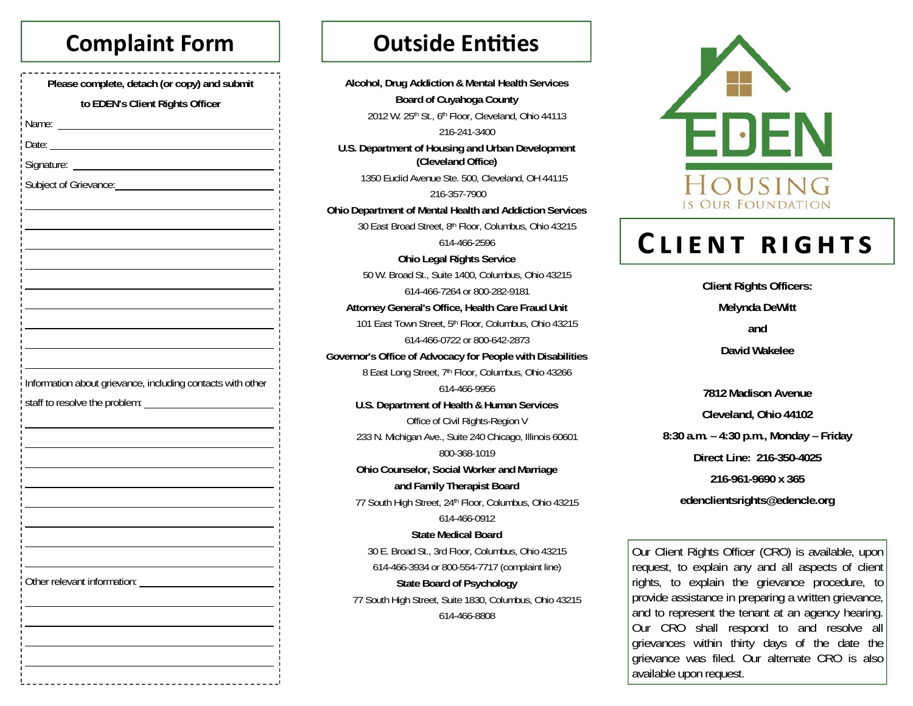# Complaint Form

**Please complete, detach (or copy) and submit to EDEN's Client Rights Officer**

Name: ______________________________

Date: ______________________________

Signature: ______________________________

Subject of Grievance: ______________________________

______________________________

______________________________

______________________________

______________________________

______________________________

______________________________

______________________________

______________________________

______________________________

Information about grievance, including contacts with other staff to resolve the problem: ______________________________

______________________________

______________________________

______________________________

______________________________

______________________________

______________________________

______________________________

______________________________

Other relevant information: ______________________________

______________________________

______________________________

______________________________

______________________________

# Outside Entities

**Alcohol, Drug Addiction & Mental Health Services Board of Cuyahoga County**
2012 W. 25th St., 6th Floor, Cleveland, Ohio 44113
216-241-3400

**U.S. Department of Housing and Urban Development (Cleveland Office)**
1350 Euclid Avenue Ste. 500, Cleveland, OH 44115
216-357-7900

**Ohio Department of Mental Health and Addiction Services**
30 East Broad Street, 8th Floor, Columbus, Ohio 43215
614-466-2596

**Ohio Legal Rights Service**
50 W. Broad St., Suite 1400, Columbus, Ohio 43215
614-466-7264 or 800-282-9181

**Attorney General's Office, Health Care Fraud Unit**
101 East Town Street, 5th Floor, Columbus, Ohio 43215
614-466-0722 or 800-642-2873

**Governor's Office of Advocacy for People with Disabilities**
8 East Long Street, 7th Floor, Columbus, Ohio 43266
614-466-9956

**U.S. Department of Health & Human Services**
Office of Civil Rights-Region V
233 N. Michigan Ave., Suite 240 Chicago, Illinois 60601
800-368-1019

**Ohio Counselor, Social Worker and Marriage and Family Therapist Board**
77 South High Street, 24th Floor, Columbus, Ohio 43215
614-466-0912

**State Medical Board**
30 E. Broad St., 3rd Floor, Columbus, Ohio 43215
614-466-3934 or 800-554-7717 (complaint line)

**State Board of Psychology**
77 South High Street, Suite 1830, Columbus, Ohio 43215
614-466-8808

EDEN
HOUSING IS OUR FOUNDATION

# CLIENT RIGHTS

**Client Rights Officers:**

**Melynda DeWitt**

**and**

**David Wakelee**

**7812 Madison Avenue**

**Cleveland, Ohio 44102**

**8:30 a.m. – 4:30 p.m., Monday – Friday**

**Direct Line: 216-350-4025**

**216-961-9690 x 365**

**edenclientsrights@edencle.org**

Our Client Rights Officer (CRO) is available, upon request, to explain any and all aspects of client rights, to explain the grievance procedure, to provide assistance in preparing a written grievance, and to represent the tenant at an agency hearing. Our CRO shall respond to and resolve all grievances within thirty days of the date the grievance was filed. Our alternate CRO is also available upon request.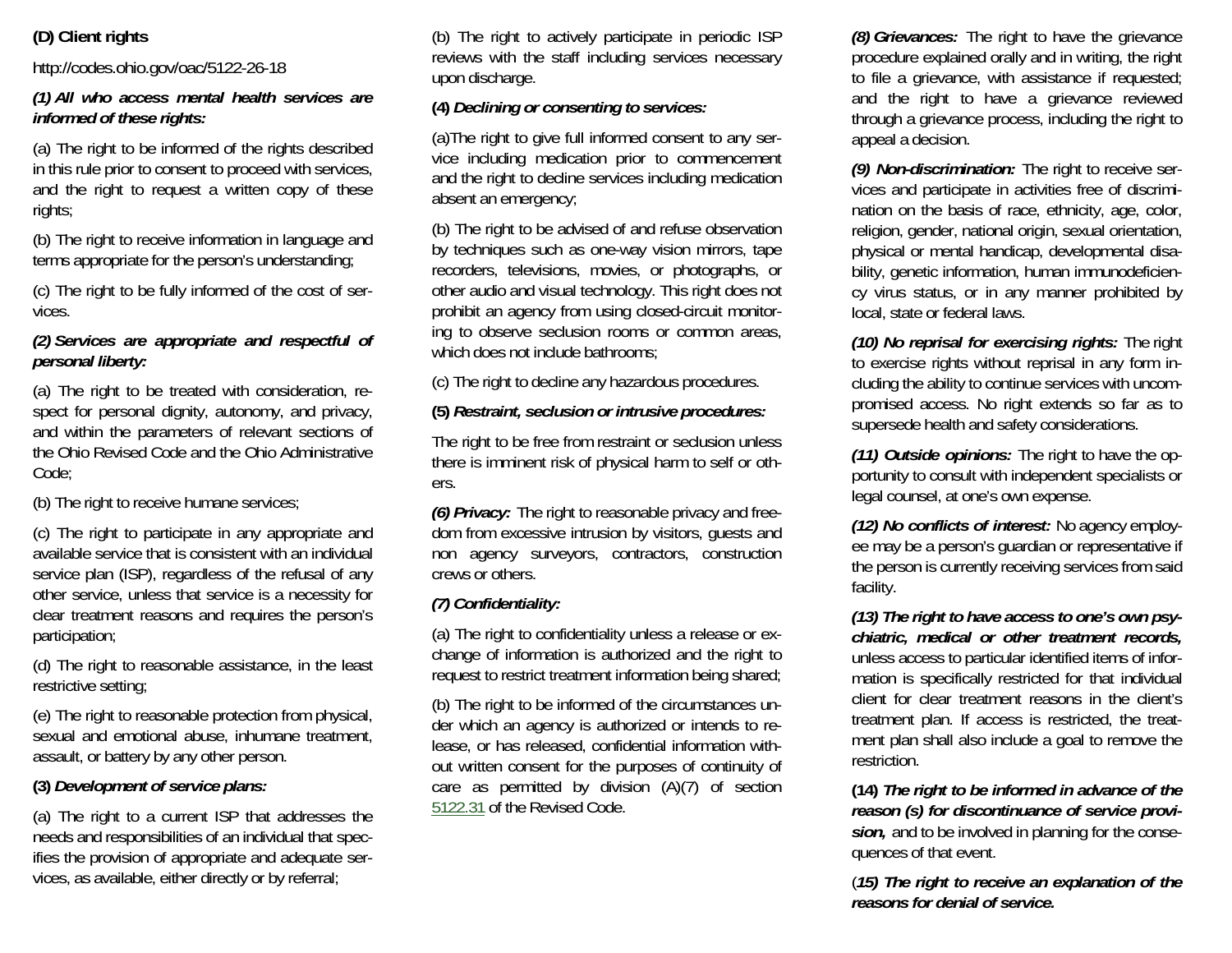**(D) Client rights**

http://codes.ohio.gov/oac/5122-26-18

***(1) All who access mental health services are informed of these rights:***

(a) The right to be informed of the rights described in this rule prior to consent to proceed with services, and the right to request a written copy of these rights;

(b) The right to receive information in language and terms appropriate for the person's understanding;

(c) The right to be fully informed of the cost of services.

***(2) Services are appropriate and respectful of personal liberty:***

(a) The right to be treated with consideration, respect for personal dignity, autonomy, and privacy, and within the parameters of relevant sections of the Ohio Revised Code and the Ohio Administrative Code;

(b) The right to receive humane services;

(c) The right to participate in any appropriate and available service that is consistent with an individual service plan (ISP), regardless of the refusal of any other service, unless that service is a necessity for clear treatment reasons and requires the person's participation;

(d) The right to reasonable assistance, in the least restrictive setting;

(e) The right to reasonable protection from physical, sexual and emotional abuse, inhumane treatment, assault, or battery by any other person.

**(3)** ***Development of service plans:***

(a) The right to a current ISP that addresses the needs and responsibilities of an individual that specifies the provision of appropriate and adequate services, as available, either directly or by referral;

(b) The right to actively participate in periodic ISP reviews with the staff including services necessary upon discharge.

**(4)** ***Declining or consenting to services:***

(a)The right to give full informed consent to any service including medication prior to commencement and the right to decline services including medication absent an emergency;

(b) The right to be advised of and refuse observation by techniques such as one-way vision mirrors, tape recorders, televisions, movies, or photographs, or other audio and visual technology. This right does not prohibit an agency from using closed-circuit monitoring to observe seclusion rooms or common areas, which does not include bathrooms;

(c) The right to decline any hazardous procedures.

**(5)** ***Restraint, seclusion or intrusive procedures:***

The right to be free from restraint or seclusion unless there is imminent risk of physical harm to self or others.

***(6) Privacy:*** The right to reasonable privacy and freedom from excessive intrusion by visitors, guests and non agency surveyors, contractors, construction crews or others.

***(7) Confidentiality:***

(a) The right to confidentiality unless a release or exchange of information is authorized and the right to request to restrict treatment information being shared;

(b) The right to be informed of the circumstances under which an agency is authorized or intends to release, or has released, confidential information without written consent for the purposes of continuity of care as permitted by division (A)(7) of section 5122.31 of the Revised Code.

***(8) Grievances:*** The right to have the grievance procedure explained orally and in writing, the right to file a grievance, with assistance if requested; and the right to have a grievance reviewed through a grievance process, including the right to appeal a decision.

***(9) Non-discrimination:*** The right to receive services and participate in activities free of discrimination on the basis of race, ethnicity, age, color, religion, gender, national origin, sexual orientation, physical or mental handicap, developmental disability, genetic information, human immunodeficiency virus status, or in any manner prohibited by local, state or federal laws.

***(10) No reprisal for exercising rights:*** The right to exercise rights without reprisal in any form including the ability to continue services with uncompromised access. No right extends so far as to supersede health and safety considerations.

***(11) Outside opinions:*** The right to have the opportunity to consult with independent specialists or legal counsel, at one's own expense.

***(12) No conflicts of interest:*** No agency employee may be a person's guardian or representative if the person is currently receiving services from said facility.

***(13) The right to have access to one's own psychiatric, medical or other treatment records,*** unless access to particular identified items of information is specifically restricted for that individual client for clear treatment reasons in the client's treatment plan. If access is restricted, the treatment plan shall also include a goal to remove the restriction.

**(14)** ***The right to be informed in advance of the reason (s) for discontinuance of service provision,*** and to be involved in planning for the consequences of that event.

(***15) The right to receive an explanation of the reasons for denial of service.***